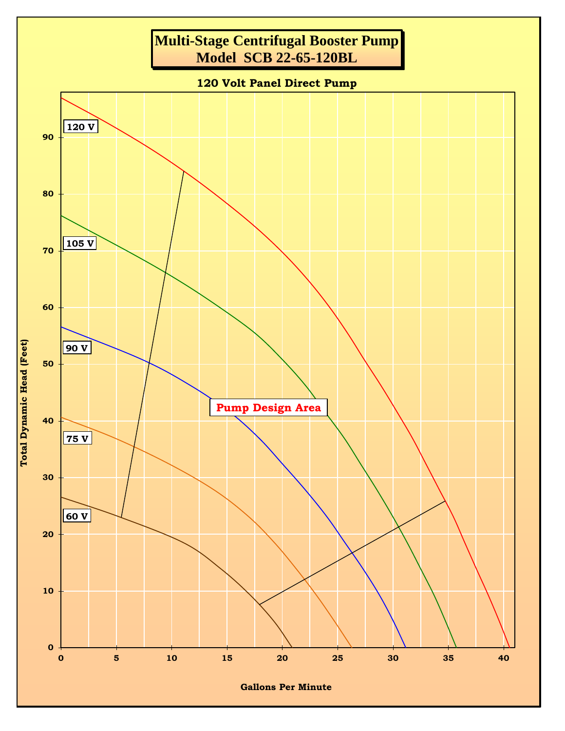# Multi-Stage Centrifugal Booster Pump
## Model SCB 22-65-120BL

**120 Volt Panel Direct Pump**

120 V

105 V

90 V

75 V

60 V

Pump Design Area

Total Dynamic Head (Feet)

Gallons Per Minute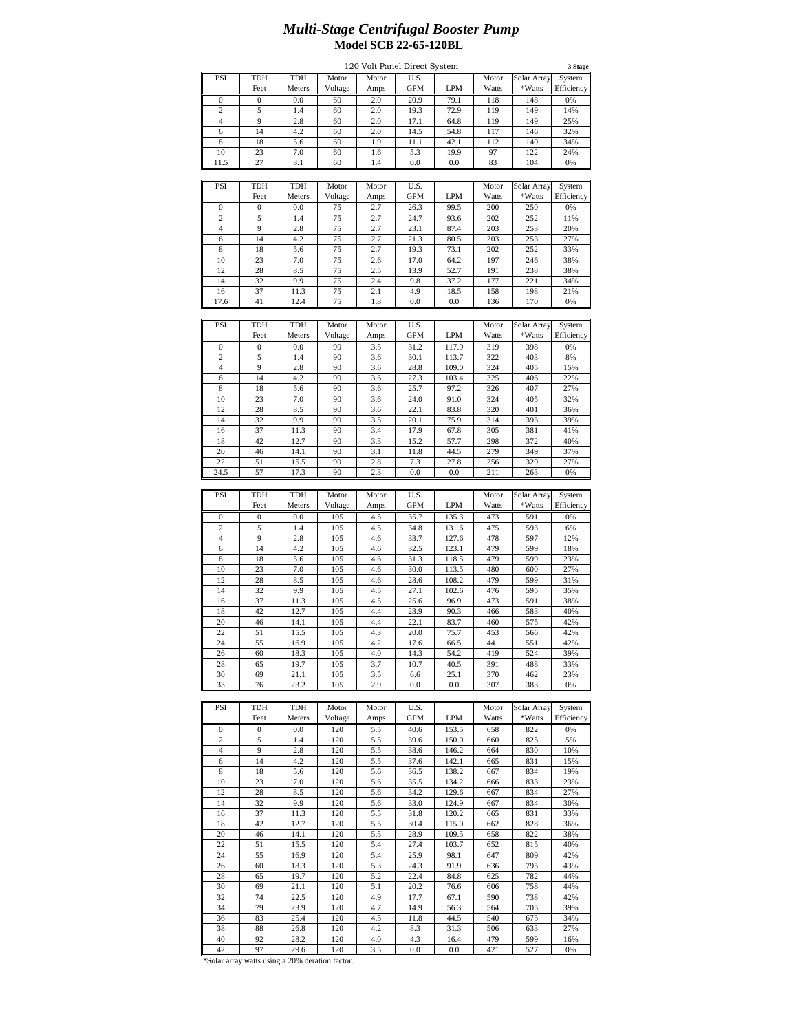# *Multi-Stage Centrifugal Booster Pump*

**Model SCB 22-65-120BL**

120 Volt Panel Direct System **3 Stage**

| PSI | TDH Feet | TDH Meters | Motor Voltage | Motor Amps | U.S. GPM | LPM | Motor Watts | Solar Array *Watts | System Efficiency |
|---|---|---|---|---|---|---|---|---|---|
| 0 | 0 | 0.0 | 60 | 2.0 | 20.9 | 79.1 | 118 | 148 | 0% |
| 2 | 5 | 1.4 | 60 | 2.0 | 19.3 | 72.9 | 119 | 149 | 14% |
| 4 | 9 | 2.8 | 60 | 2.0 | 17.1 | 64.8 | 119 | 149 | 25% |
| 6 | 14 | 4.2 | 60 | 2.0 | 14.5 | 54.8 | 117 | 146 | 32% |
| 8 | 18 | 5.6 | 60 | 1.9 | 11.1 | 42.1 | 112 | 140 | 34% |
| 10 | 23 | 7.0 | 60 | 1.6 | 5.3 | 19.9 | 97 | 122 | 24% |
| 11.5 | 27 | 8.1 | 60 | 1.4 | 0.0 | 0.0 | 83 | 104 | 0% |

| PSI | TDH Feet | TDH Meters | Motor Voltage | Motor Amps | U.S. GPM | LPM | Motor Watts | Solar Array *Watts | System Efficiency |
|---|---|---|---|---|---|---|---|---|---|
| 0 | 0 | 0.0 | 75 | 2.7 | 26.3 | 99.5 | 200 | 250 | 0% |
| 2 | 5 | 1.4 | 75 | 2.7 | 24.7 | 93.6 | 202 | 252 | 11% |
| 4 | 9 | 2.8 | 75 | 2.7 | 23.1 | 87.4 | 203 | 253 | 20% |
| 6 | 14 | 4.2 | 75 | 2.7 | 21.3 | 80.5 | 203 | 253 | 27% |
| 8 | 18 | 5.6 | 75 | 2.7 | 19.3 | 73.1 | 202 | 252 | 33% |
| 10 | 23 | 7.0 | 75 | 2.6 | 17.0 | 64.2 | 197 | 246 | 38% |
| 12 | 28 | 8.5 | 75 | 2.5 | 13.9 | 52.7 | 191 | 238 | 38% |
| 14 | 32 | 9.9 | 75 | 2.4 | 9.8 | 37.2 | 177 | 221 | 34% |
| 16 | 37 | 11.3 | 75 | 2.1 | 4.9 | 18.5 | 158 | 198 | 21% |
| 17.6 | 41 | 12.4 | 75 | 1.8 | 0.0 | 0.0 | 136 | 170 | 0% |

| PSI | TDH Feet | TDH Meters | Motor Voltage | Motor Amps | U.S. GPM | LPM | Motor Watts | Solar Array *Watts | System Efficiency |
|---|---|---|---|---|---|---|---|---|---|
| 0 | 0 | 0.0 | 90 | 3.5 | 31.2 | 117.9 | 319 | 398 | 0% |
| 2 | 5 | 1.4 | 90 | 3.6 | 30.1 | 113.7 | 322 | 403 | 8% |
| 4 | 9 | 2.8 | 90 | 3.6 | 28.8 | 109.0 | 324 | 405 | 15% |
| 6 | 14 | 4.2 | 90 | 3.6 | 27.3 | 103.4 | 325 | 406 | 22% |
| 8 | 18 | 5.6 | 90 | 3.6 | 25.7 | 97.2 | 326 | 407 | 27% |
| 10 | 23 | 7.0 | 90 | 3.6 | 24.0 | 91.0 | 324 | 405 | 32% |
| 12 | 28 | 8.5 | 90 | 3.6 | 22.1 | 83.8 | 320 | 401 | 36% |
| 14 | 32 | 9.9 | 90 | 3.5 | 20.1 | 75.9 | 314 | 393 | 39% |
| 16 | 37 | 11.3 | 90 | 3.4 | 17.9 | 67.8 | 305 | 381 | 41% |
| 18 | 42 | 12.7 | 90 | 3.3 | 15.2 | 57.7 | 298 | 372 | 40% |
| 20 | 46 | 14.1 | 90 | 3.1 | 11.8 | 44.5 | 279 | 349 | 37% |
| 22 | 51 | 15.5 | 90 | 2.8 | 7.3 | 27.8 | 256 | 320 | 27% |
| 24.5 | 57 | 17.3 | 90 | 2.3 | 0.0 | 0.0 | 211 | 263 | 0% |

| PSI | TDH Feet | TDH Meters | Motor Voltage | Motor Amps | U.S. GPM | LPM | Motor Watts | Solar Array *Watts | System Efficiency |
|---|---|---|---|---|---|---|---|---|---|
| 0 | 0 | 0.0 | 105 | 4.5 | 35.7 | 135.3 | 473 | 591 | 0% |
| 2 | 5 | 1.4 | 105 | 4.5 | 34.8 | 131.6 | 475 | 593 | 6% |
| 4 | 9 | 2.8 | 105 | 4.6 | 33.7 | 127.6 | 478 | 597 | 12% |
| 6 | 14 | 4.2 | 105 | 4.6 | 32.5 | 123.1 | 479 | 599 | 18% |
| 8 | 18 | 5.6 | 105 | 4.6 | 31.3 | 118.5 | 479 | 599 | 23% |
| 10 | 23 | 7.0 | 105 | 4.6 | 30.0 | 113.5 | 480 | 600 | 27% |
| 12 | 28 | 8.5 | 105 | 4.6 | 28.6 | 108.2 | 479 | 599 | 31% |
| 14 | 32 | 9.9 | 105 | 4.5 | 27.1 | 102.6 | 476 | 595 | 35% |
| 16 | 37 | 11.3 | 105 | 4.5 | 25.6 | 96.9 | 473 | 591 | 38% |
| 18 | 42 | 12.7 | 105 | 4.4 | 23.9 | 90.3 | 466 | 583 | 40% |
| 20 | 46 | 14.1 | 105 | 4.4 | 22.1 | 83.7 | 460 | 575 | 42% |
| 22 | 51 | 15.5 | 105 | 4.3 | 20.0 | 75.7 | 453 | 566 | 42% |
| 24 | 55 | 16.9 | 105 | 4.2 | 17.6 | 66.5 | 441 | 551 | 42% |
| 26 | 60 | 18.3 | 105 | 4.0 | 14.3 | 54.2 | 419 | 524 | 39% |
| 28 | 65 | 19.7 | 105 | 3.7 | 10.7 | 40.5 | 391 | 488 | 33% |
| 30 | 69 | 21.1 | 105 | 3.5 | 6.6 | 25.1 | 370 | 462 | 23% |
| 33 | 76 | 23.2 | 105 | 2.9 | 0.0 | 0.0 | 307 | 383 | 0% |

| PSI | TDH Feet | TDH Meters | Motor Voltage | Motor Amps | U.S. GPM | LPM | Motor Watts | Solar Array *Watts | System Efficiency |
|---|---|---|---|---|---|---|---|---|---|
| 0 | 0 | 0.0 | 120 | 5.5 | 40.6 | 153.5 | 658 | 822 | 0% |
| 2 | 5 | 1.4 | 120 | 5.5 | 39.6 | 150.0 | 660 | 825 | 5% |
| 4 | 9 | 2.8 | 120 | 5.5 | 38.6 | 146.2 | 664 | 830 | 10% |
| 6 | 14 | 4.2 | 120 | 5.5 | 37.6 | 142.1 | 665 | 831 | 15% |
| 8 | 18 | 5.6 | 120 | 5.6 | 36.5 | 138.2 | 667 | 834 | 19% |
| 10 | 23 | 7.0 | 120 | 5.6 | 35.5 | 134.2 | 666 | 833 | 23% |
| 12 | 28 | 8.5 | 120 | 5.6 | 34.2 | 129.6 | 667 | 834 | 27% |
| 14 | 32 | 9.9 | 120 | 5.6 | 33.0 | 124.9 | 667 | 834 | 30% |
| 16 | 37 | 11.3 | 120 | 5.5 | 31.8 | 120.2 | 665 | 831 | 33% |
| 18 | 42 | 12.7 | 120 | 5.5 | 30.4 | 115.0 | 662 | 828 | 36% |
| 20 | 46 | 14.1 | 120 | 5.5 | 28.9 | 109.5 | 658 | 822 | 38% |
| 22 | 51 | 15.5 | 120 | 5.4 | 27.4 | 103.7 | 652 | 815 | 40% |
| 24 | 55 | 16.9 | 120 | 5.4 | 25.9 | 98.1 | 647 | 809 | 42% |
| 26 | 60 | 18.3 | 120 | 5.3 | 24.3 | 91.9 | 636 | 795 | 43% |
| 28 | 65 | 19.7 | 120 | 5.2 | 22.4 | 84.8 | 625 | 782 | 44% |
| 30 | 69 | 21.1 | 120 | 5.1 | 20.2 | 76.6 | 606 | 758 | 44% |
| 32 | 74 | 22.5 | 120 | 4.9 | 17.7 | 67.1 | 590 | 738 | 42% |
| 34 | 79 | 23.9 | 120 | 4.7 | 14.9 | 56.3 | 564 | 705 | 39% |
| 36 | 83 | 25.4 | 120 | 4.5 | 11.8 | 44.5 | 540 | 675 | 34% |
| 38 | 88 | 26.8 | 120 | 4.2 | 8.3 | 31.3 | 506 | 633 | 27% |
| 40 | 92 | 28.2 | 120 | 4.0 | 4.3 | 16.4 | 479 | 599 | 16% |
| 42 | 97 | 29.6 | 120 | 3.5 | 0.0 | 0.0 | 421 | 527 | 0% |

*Solar array watts using a 20% deration factor.